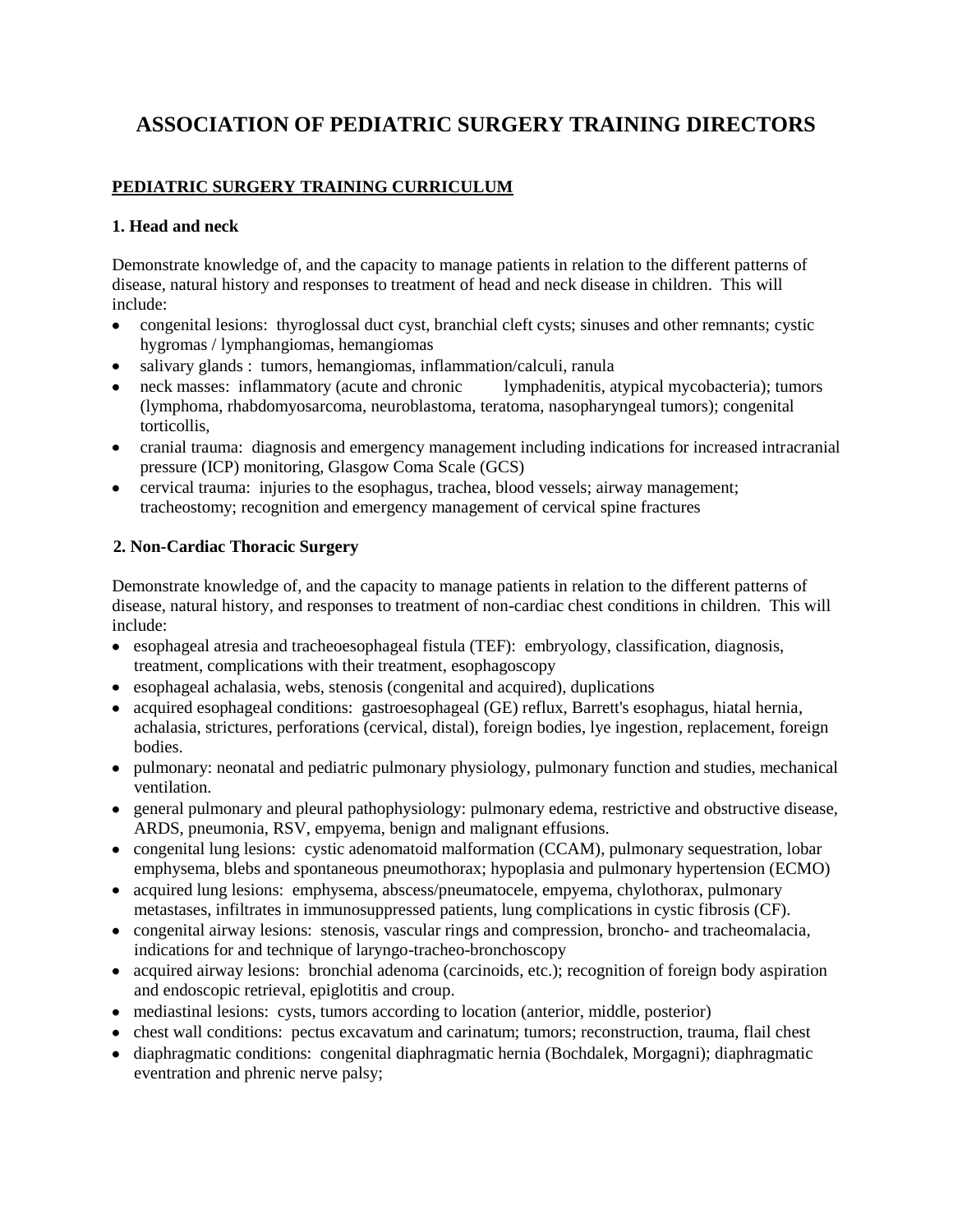# ASSOCIATION OF PEDIATRIC SURGERY TRAINING DIRECTORS

## PEDIATRIC SURGERY TRAINING CURRICULUM

### 1. Head and neck

Demonstrate knowledge of, and the capacity to manage patients in relation to the different patterns of disease, natural history and responses to treatment of head and neck disease in children. This will include:

- congenital lesions: thyroglossal duct cyst, branchial cleft cysts; sinuses and other remnants; cystic hygromas / lymphangiomas, hemangiomas
- salivary glands : tumors, hemangiomas, inflammation/calculi, ranula
- neck masses: inflammatory (acute and chronic lymphadenitis, atypical mycobacteria); tumors (lymphoma, rhabdomyosarcoma, neuroblastoma, teratoma, nasopharyngeal tumors); congenital torticollis,
- cranial trauma: diagnosis and emergency management including indications for increased intracranial pressure (ICP) monitoring, Glasgow Coma Scale (GCS)
- cervical trauma: injuries to the esophagus, trachea, blood vessels; airway management; tracheostomy; recognition and emergency management of cervical spine fractures

### 2. Non-Cardiac Thoracic Surgery

Demonstrate knowledge of, and the capacity to manage patients in relation to the different patterns of disease, natural history, and responses to treatment of non-cardiac chest conditions in children. This will include:

- esophageal atresia and tracheoesophageal fistula (TEF): embryology, classification, diagnosis, treatment, complications with their treatment, esophagoscopy
- esophageal achalasia, webs, stenosis (congenital and acquired), duplications
- acquired esophageal conditions: gastroesophageal (GE) reflux, Barrett's esophagus, hiatal hernia, achalasia, strictures, perforations (cervical, distal), foreign bodies, lye ingestion, replacement, foreign bodies.
- pulmonary: neonatal and pediatric pulmonary physiology, pulmonary function and studies, mechanical ventilation.
- general pulmonary and pleural pathophysiology: pulmonary edema, restrictive and obstructive disease, ARDS, pneumonia, RSV, empyema, benign and malignant effusions.
- congenital lung lesions: cystic adenomatoid malformation (CCAM), pulmonary sequestration, lobar emphysema, blebs and spontaneous pneumothorax; hypoplasia and pulmonary hypertension (ECMO)
- acquired lung lesions: emphysema, abscess/pneumatocele, empyema, chylothorax, pulmonary metastases, infiltrates in immunosuppressed patients, lung complications in cystic fibrosis (CF).
- congenital airway lesions: stenosis, vascular rings and compression, broncho- and tracheomalacia, indications for and technique of laryngo-tracheo-bronchoscopy
- acquired airway lesions: bronchial adenoma (carcinoids, etc.); recognition of foreign body aspiration and endoscopic retrieval, epiglotitis and croup.
- mediastinal lesions: cysts, tumors according to location (anterior, middle, posterior)
- chest wall conditions: pectus excavatum and carinatum; tumors; reconstruction, trauma, flail chest
- diaphragmatic conditions: congenital diaphragmatic hernia (Bochdalek, Morgagni); diaphragmatic eventration and phrenic nerve palsy;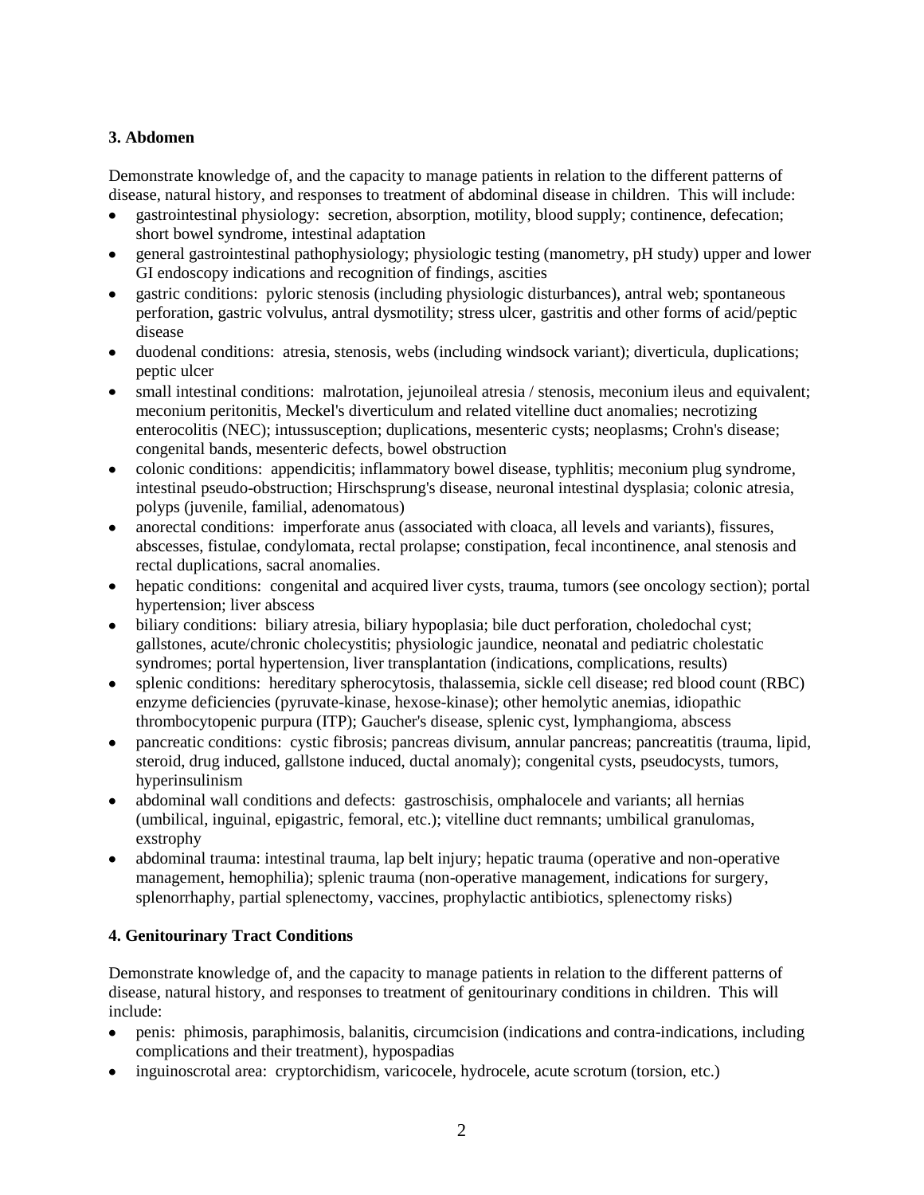### 3. Abdomen

Demonstrate knowledge of, and the capacity to manage patients in relation to the different patterns of disease, natural history, and responses to treatment of abdominal disease in children. This will include:

- gastrointestinal physiology: secretion, absorption, motility, blood supply; continence, defecation; short bowel syndrome, intestinal adaptation
- general gastrointestinal pathophysiology; physiologic testing (manometry, pH study) upper and lower GI endoscopy indications and recognition of findings, ascities
- gastric conditions: pyloric stenosis (including physiologic disturbances), antral web; spontaneous perforation, gastric volvulus, antral dysmotility; stress ulcer, gastritis and other forms of acid/peptic disease
- duodenal conditions: atresia, stenosis, webs (including windsock variant); diverticula, duplications; peptic ulcer
- small intestinal conditions: malrotation, jejunoileal atresia / stenosis, meconium ileus and equivalent; meconium peritonitis, Meckel's diverticulum and related vitelline duct anomalies; necrotizing enterocolitis (NEC); intussusception; duplications, mesenteric cysts; neoplasms; Crohn's disease; congenital bands, mesenteric defects, bowel obstruction
- colonic conditions: appendicitis; inflammatory bowel disease, typhlitis; meconium plug syndrome, intestinal pseudo-obstruction; Hirschsprung's disease, neuronal intestinal dysplasia; colonic atresia, polyps (juvenile, familial, adenomatous)
- anorectal conditions: imperforate anus (associated with cloaca, all levels and variants), fissures, abscesses, fistulae, condylomata, rectal prolapse; constipation, fecal incontinence, anal stenosis and rectal duplications, sacral anomalies.
- hepatic conditions: congenital and acquired liver cysts, trauma, tumors (see oncology section); portal hypertension; liver abscess
- biliary conditions: biliary atresia, biliary hypoplasia; bile duct perforation, choledochal cyst; gallstones, acute/chronic cholecystitis; physiologic jaundice, neonatal and pediatric cholestatic syndromes; portal hypertension, liver transplantation (indications, complications, results)
- splenic conditions: hereditary spherocytosis, thalassemia, sickle cell disease; red blood count (RBC) enzyme deficiencies (pyruvate-kinase, hexose-kinase); other hemolytic anemias, idiopathic thrombocytopenic purpura (ITP); Gaucher's disease, splenic cyst, lymphangioma, abscess
- pancreatic conditions: cystic fibrosis; pancreas divisum, annular pancreas; pancreatitis (trauma, lipid, steroid, drug induced, gallstone induced, ductal anomaly); congenital cysts, pseudocysts, tumors, hyperinsulinism
- abdominal wall conditions and defects: gastroschisis, omphalocele and variants; all hernias (umbilical, inguinal, epigastric, femoral, etc.); vitelline duct remnants; umbilical granulomas, exstrophy
- abdominal trauma: intestinal trauma, lap belt injury; hepatic trauma (operative and non-operative management, hemophilia); splenic trauma (non-operative management, indications for surgery, splenorrhaphy, partial splenectomy, vaccines, prophylactic antibiotics, splenectomy risks)

### 4. Genitourinary Tract Conditions

Demonstrate knowledge of, and the capacity to manage patients in relation to the different patterns of disease, natural history, and responses to treatment of genitourinary conditions in children. This will include:

- penis: phimosis, paraphimosis, balanitis, circumcision (indications and contra-indications, including complications and their treatment), hypospadias
- inguinoscrotal area: cryptorchidism, varicocele, hydrocele, acute scrotum (torsion, etc.)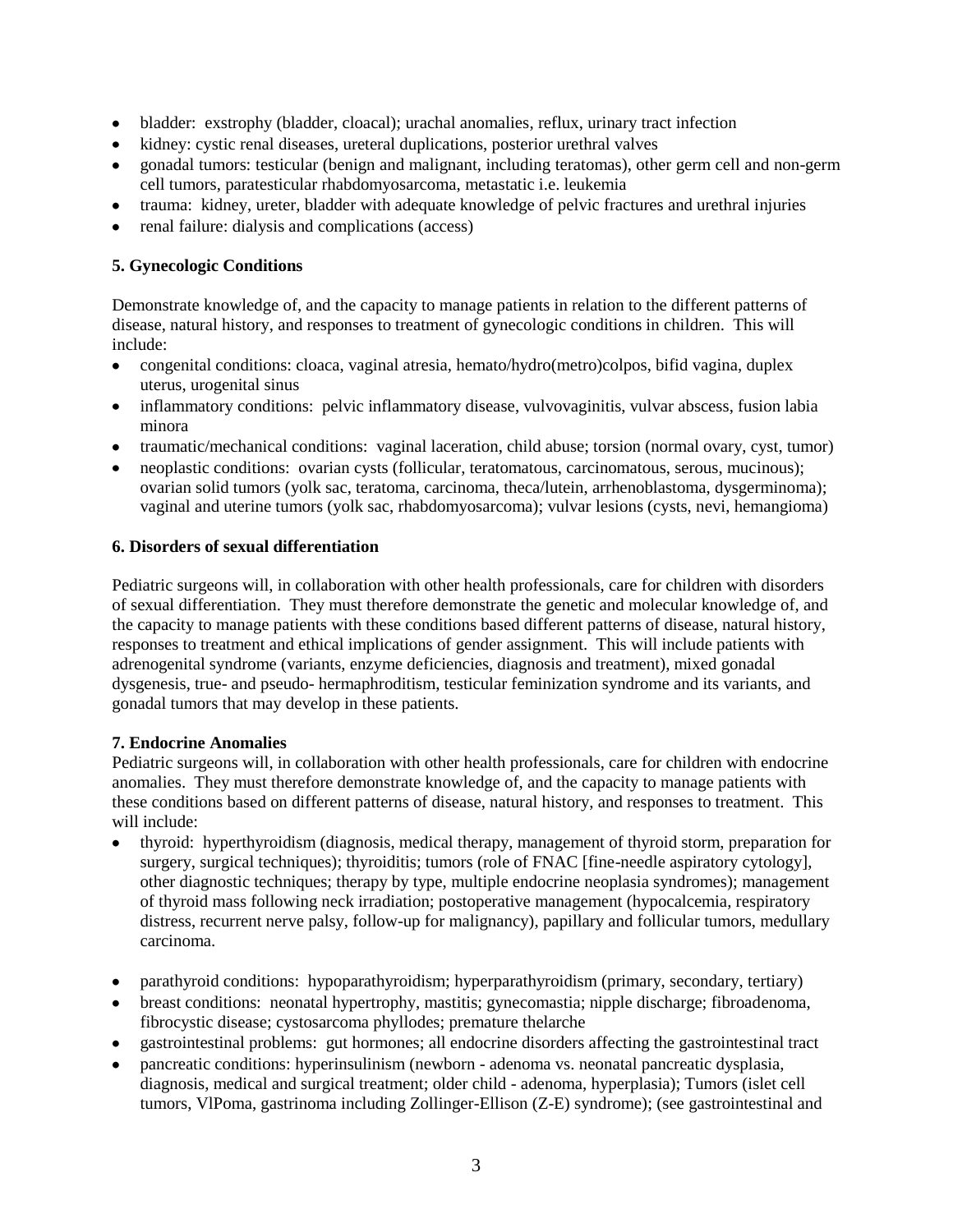- bladder: exstrophy (bladder, cloacal); urachal anomalies, reflux, urinary tract infection
- kidney: cystic renal diseases, ureteral duplications, posterior urethral valves
- gonadal tumors: testicular (benign and malignant, including teratomas), other germ cell and non-germ cell tumors, paratesticular rhabdomyosarcoma, metastatic i.e. leukemia
- trauma: kidney, ureter, bladder with adequate knowledge of pelvic fractures and urethral injuries
- renal failure: dialysis and complications (access)

**5. Gynecologic Conditions**

Demonstrate knowledge of, and the capacity to manage patients in relation to the different patterns of disease, natural history, and responses to treatment of gynecologic conditions in children. This will include:

- congenital conditions: cloaca, vaginal atresia, hemato/hydro(metro)colpos, bifid vagina, duplex uterus, urogenital sinus
- inflammatory conditions: pelvic inflammatory disease, vulvovaginitis, vulvar abscess, fusion labia minora
- traumatic/mechanical conditions: vaginal laceration, child abuse; torsion (normal ovary, cyst, tumor)
- neoplastic conditions: ovarian cysts (follicular, teratomatous, carcinomatous, serous, mucinous); ovarian solid tumors (yolk sac, teratoma, carcinoma, theca/lutein, arrhenoblastoma, dysgerminoma); vaginal and uterine tumors (yolk sac, rhabdomyosarcoma); vulvar lesions (cysts, nevi, hemangioma)

**6. Disorders of sexual differentiation**

Pediatric surgeons will, in collaboration with other health professionals, care for children with disorders of sexual differentiation. They must therefore demonstrate the genetic and molecular knowledge of, and the capacity to manage patients with these conditions based different patterns of disease, natural history, responses to treatment and ethical implications of gender assignment. This will include patients with adrenogenital syndrome (variants, enzyme deficiencies, diagnosis and treatment), mixed gonadal dysgenesis, true- and pseudo- hermaphroditism, testicular feminization syndrome and its variants, and gonadal tumors that may develop in these patients.

**7. Endocrine Anomalies**

Pediatric surgeons will, in collaboration with other health professionals, care for children with endocrine anomalies. They must therefore demonstrate knowledge of, and the capacity to manage patients with these conditions based on different patterns of disease, natural history, and responses to treatment. This will include:

- thyroid: hyperthyroidism (diagnosis, medical therapy, management of thyroid storm, preparation for surgery, surgical techniques); thyroiditis; tumors (role of FNAC [fine-needle aspiratory cytology], other diagnostic techniques; therapy by type, multiple endocrine neoplasia syndromes); management of thyroid mass following neck irradiation; postoperative management (hypocalcemia, respiratory distress, recurrent nerve palsy, follow-up for malignancy), papillary and follicular tumors, medullary carcinoma.
- parathyroid conditions: hypoparathyroidism; hyperparathyroidism (primary, secondary, tertiary)
- breast conditions: neonatal hypertrophy, mastitis; gynecomastia; nipple discharge; fibroadenoma, fibrocystic disease; cystosarcoma phyllodes; premature thelarche
- gastrointestinal problems: gut hormones; all endocrine disorders affecting the gastrointestinal tract
- pancreatic conditions: hyperinsulinism (newborn - adenoma vs. neonatal pancreatic dysplasia, diagnosis, medical and surgical treatment; older child - adenoma, hyperplasia); Tumors (islet cell tumors, VIPoma, gastrinoma including Zollinger-Ellison (Z-E) syndrome); (see gastrointestinal and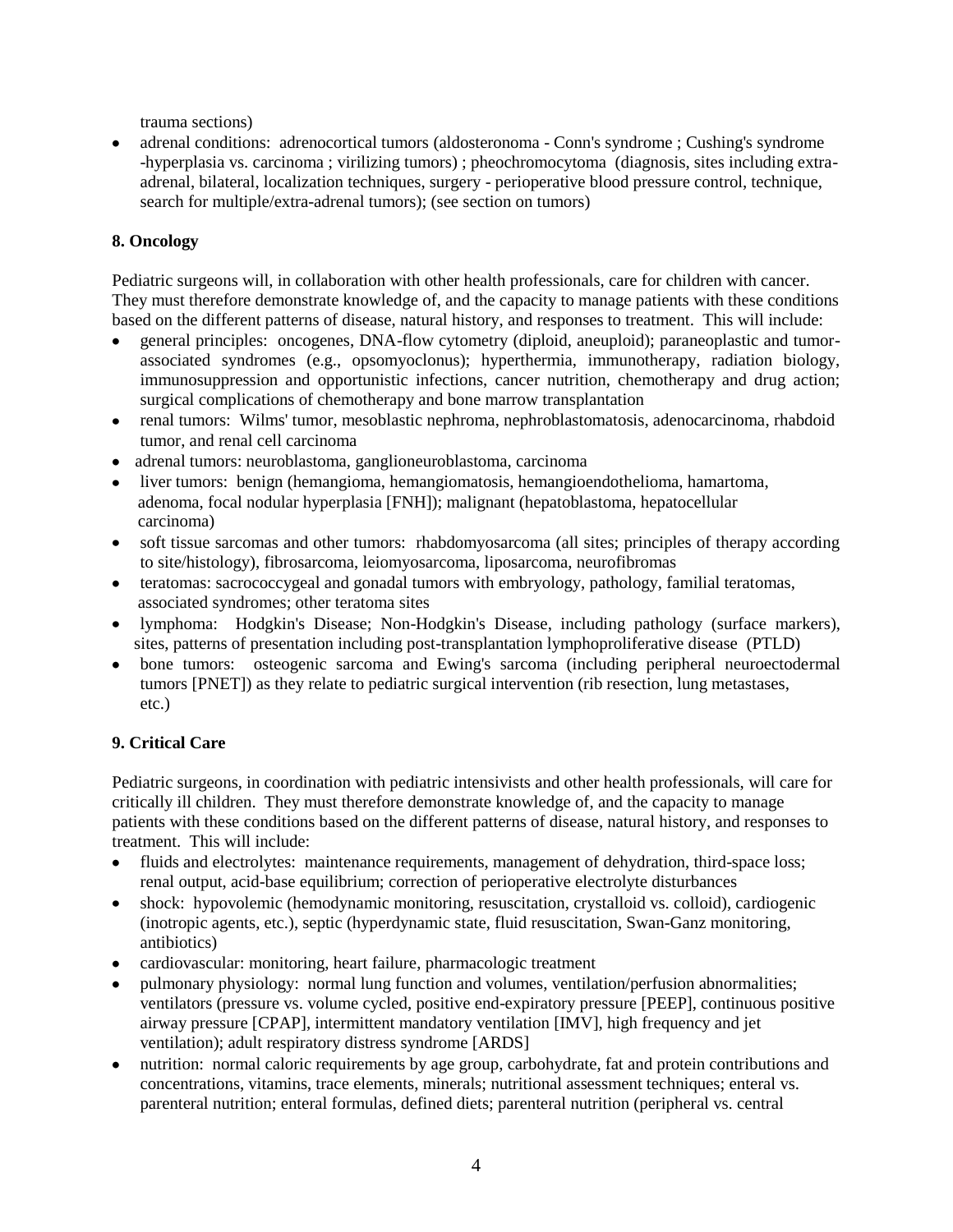trauma sections)

- adrenal conditions: adrenocortical tumors (aldosteronoma - Conn's syndrome ; Cushing's syndrome -hyperplasia vs. carcinoma ; virilizing tumors) ; pheochromocytoma (diagnosis, sites including extra-adrenal, bilateral, localization techniques, surgery - perioperative blood pressure control, technique, search for multiple/extra-adrenal tumors); (see section on tumors)

**8. Oncology**

Pediatric surgeons will, in collaboration with other health professionals, care for children with cancer. They must therefore demonstrate knowledge of, and the capacity to manage patients with these conditions based on the different patterns of disease, natural history, and responses to treatment. This will include:

- general principles: oncogenes, DNA-flow cytometry (diploid, aneuploid); paraneoplastic and tumor-associated syndromes (e.g., opsomyoclonus); hyperthermia, immunotherapy, radiation biology, immunosuppression and opportunistic infections, cancer nutrition, chemotherapy and drug action; surgical complications of chemotherapy and bone marrow transplantation
- renal tumors: Wilms' tumor, mesoblastic nephroma, nephroblastomatosis, adenocarcinoma, rhabdoid tumor, and renal cell carcinoma
- adrenal tumors: neuroblastoma, ganglioneuroblastoma, carcinoma
- liver tumors: benign (hemangioma, hemangiomatosis, hemangioendothelioma, hamartoma, adenoma, focal nodular hyperplasia [FNH]); malignant (hepatoblastoma, hepatocellular carcinoma)
- soft tissue sarcomas and other tumors: rhabdomyosarcoma (all sites; principles of therapy according to site/histology), fibrosarcoma, leiomyosarcoma, liposarcoma, neurofibromas
- teratomas: sacrococcygeal and gonadal tumors with embryology, pathology, familial teratomas, associated syndromes; other teratoma sites
- lymphoma: Hodgkin's Disease; Non-Hodgkin's Disease, including pathology (surface markers), sites, patterns of presentation including post-transplantation lymphoproliferative disease (PTLD)
- bone tumors: osteogenic sarcoma and Ewing's sarcoma (including peripheral neuroectodermal tumors [PNET]) as they relate to pediatric surgical intervention (rib resection, lung metastases, etc.)

**9. Critical Care**

Pediatric surgeons, in coordination with pediatric intensivists and other health professionals, will care for critically ill children. They must therefore demonstrate knowledge of, and the capacity to manage patients with these conditions based on the different patterns of disease, natural history, and responses to treatment. This will include:

- fluids and electrolytes: maintenance requirements, management of dehydration, third-space loss; renal output, acid-base equilibrium; correction of perioperative electrolyte disturbances
- shock: hypovolemic (hemodynamic monitoring, resuscitation, crystalloid vs. colloid), cardiogenic (inotropic agents, etc.), septic (hyperdynamic state, fluid resuscitation, Swan-Ganz monitoring, antibiotics)
- cardiovascular: monitoring, heart failure, pharmacologic treatment
- pulmonary physiology: normal lung function and volumes, ventilation/perfusion abnormalities; ventilators (pressure vs. volume cycled, positive end-expiratory pressure [PEEP], continuous positive airway pressure [CPAP], intermittent mandatory ventilation [IMV], high frequency and jet ventilation); adult respiratory distress syndrome [ARDS]
- nutrition: normal caloric requirements by age group, carbohydrate, fat and protein contributions and concentrations, vitamins, trace elements, minerals; nutritional assessment techniques; enteral vs. parenteral nutrition; enteral formulas, defined diets; parenteral nutrition (peripheral vs. central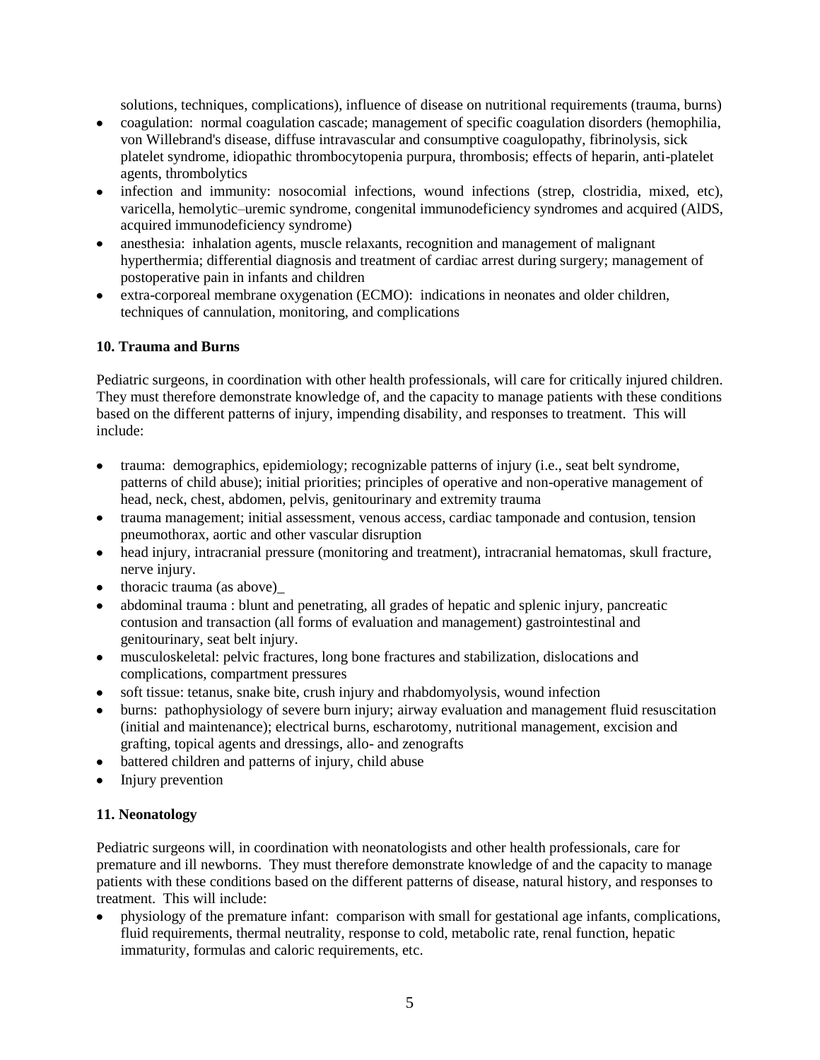solutions, techniques, complications), influence of disease on nutritional requirements (trauma, burns)

- coagulation: normal coagulation cascade; management of specific coagulation disorders (hemophilia, von Willebrand's disease, diffuse intravascular and consumptive coagulopathy, fibrinolysis, sick platelet syndrome, idiopathic thrombocytopenia purpura, thrombosis; effects of heparin, anti-platelet agents, thrombolytics
- infection and immunity: nosocomial infections, wound infections (strep, clostridia, mixed, etc), varicella, hemolytic–uremic syndrome, congenital immunodeficiency syndromes and acquired (AIDS, acquired immunodeficiency syndrome)
- anesthesia: inhalation agents, muscle relaxants, recognition and management of malignant hyperthermia; differential diagnosis and treatment of cardiac arrest during surgery; management of postoperative pain in infants and children
- extra-corporeal membrane oxygenation (ECMO): indications in neonates and older children, techniques of cannulation, monitoring, and complications

**10. Trauma and Burns**

Pediatric surgeons, in coordination with other health professionals, will care for critically injured children. They must therefore demonstrate knowledge of, and the capacity to manage patients with these conditions based on the different patterns of injury, impending disability, and responses to treatment. This will include:

- trauma: demographics, epidemiology; recognizable patterns of injury (i.e., seat belt syndrome, patterns of child abuse); initial priorities; principles of operative and non-operative management of head, neck, chest, abdomen, pelvis, genitourinary and extremity trauma
- trauma management; initial assessment, venous access, cardiac tamponade and contusion, tension pneumothorax, aortic and other vascular disruption
- head injury, intracranial pressure (monitoring and treatment), intracranial hematomas, skull fracture, nerve injury.
- thoracic trauma (as above)_
- abdominal trauma : blunt and penetrating, all grades of hepatic and splenic injury, pancreatic contusion and transaction (all forms of evaluation and management) gastrointestinal and genitourinary, seat belt injury.
- musculoskeletal: pelvic fractures, long bone fractures and stabilization, dislocations and complications, compartment pressures
- soft tissue: tetanus, snake bite, crush injury and rhabdomyolysis, wound infection
- burns: pathophysiology of severe burn injury; airway evaluation and management fluid resuscitation (initial and maintenance); electrical burns, escharotomy, nutritional management, excision and grafting, topical agents and dressings, allo- and zenografts
- battered children and patterns of injury, child abuse
- Injury prevention

**11. Neonatology**

Pediatric surgeons will, in coordination with neonatologists and other health professionals, care for premature and ill newborns. They must therefore demonstrate knowledge of and the capacity to manage patients with these conditions based on the different patterns of disease, natural history, and responses to treatment. This will include:

- physiology of the premature infant: comparison with small for gestational age infants, complications, fluid requirements, thermal neutrality, response to cold, metabolic rate, renal function, hepatic immaturity, formulas and caloric requirements, etc.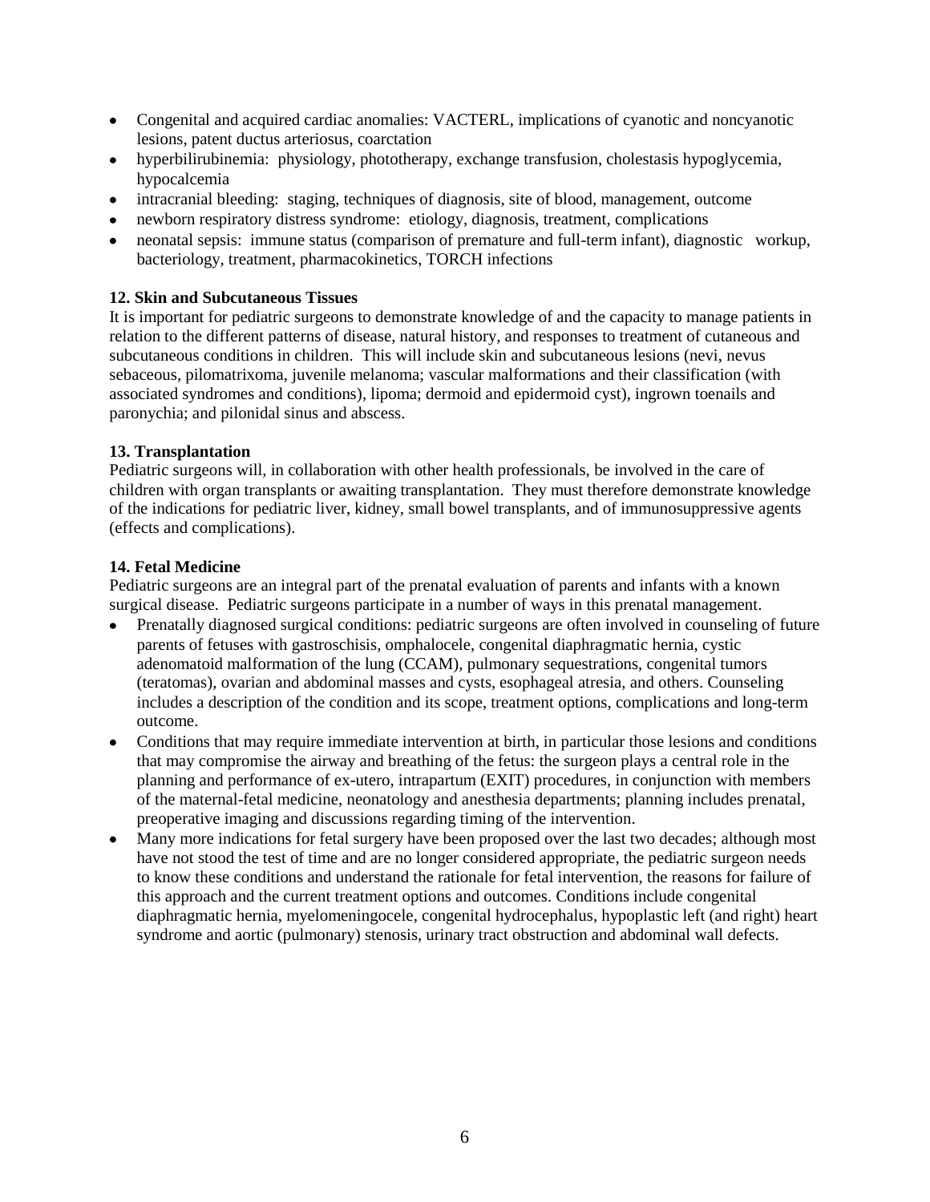- Congenital and acquired cardiac anomalies: VACTERL, implications of cyanotic and noncyanotic lesions, patent ductus arteriosus, coarctation
- hyperbilirubinemia: physiology, phototherapy, exchange transfusion, cholestasis hypoglycemia, hypocalcemia
- intracranial bleeding: staging, techniques of diagnosis, site of blood, management, outcome
- newborn respiratory distress syndrome: etiology, diagnosis, treatment, complications
- neonatal sepsis: immune status (comparison of premature and full-term infant), diagnostic workup, bacteriology, treatment, pharmacokinetics, TORCH infections

**12. Skin and Subcutaneous Tissues**

It is important for pediatric surgeons to demonstrate knowledge of and the capacity to manage patients in relation to the different patterns of disease, natural history, and responses to treatment of cutaneous and subcutaneous conditions in children. This will include skin and subcutaneous lesions (nevi, nevus sebaceous, pilomatrixoma, juvenile melanoma; vascular malformations and their classification (with associated syndromes and conditions), lipoma; dermoid and epidermoid cyst), ingrown toenails and paronychia; and pilonidal sinus and abscess.

**13. Transplantation**

Pediatric surgeons will, in collaboration with other health professionals, be involved in the care of children with organ transplants or awaiting transplantation. They must therefore demonstrate knowledge of the indications for pediatric liver, kidney, small bowel transplants, and of immunosuppressive agents (effects and complications).

**14. Fetal Medicine**

Pediatric surgeons are an integral part of the prenatal evaluation of parents and infants with a known surgical disease. Pediatric surgeons participate in a number of ways in this prenatal management.

- Prenatally diagnosed surgical conditions: pediatric surgeons are often involved in counseling of future parents of fetuses with gastroschisis, omphalocele, congenital diaphragmatic hernia, cystic adenomatoid malformation of the lung (CCAM), pulmonary sequestrations, congenital tumors (teratomas), ovarian and abdominal masses and cysts, esophageal atresia, and others. Counseling includes a description of the condition and its scope, treatment options, complications and long-term outcome.
- Conditions that may require immediate intervention at birth, in particular those lesions and conditions that may compromise the airway and breathing of the fetus: the surgeon plays a central role in the planning and performance of ex-utero, intrapartum (EXIT) procedures, in conjunction with members of the maternal-fetal medicine, neonatology and anesthesia departments; planning includes prenatal, preoperative imaging and discussions regarding timing of the intervention.
- Many more indications for fetal surgery have been proposed over the last two decades; although most have not stood the test of time and are no longer considered appropriate, the pediatric surgeon needs to know these conditions and understand the rationale for fetal intervention, the reasons for failure of this approach and the current treatment options and outcomes. Conditions include congenital diaphragmatic hernia, myelomeningocele, congenital hydrocephalus, hypoplastic left (and right) heart syndrome and aortic (pulmonary) stenosis, urinary tract obstruction and abdominal wall defects.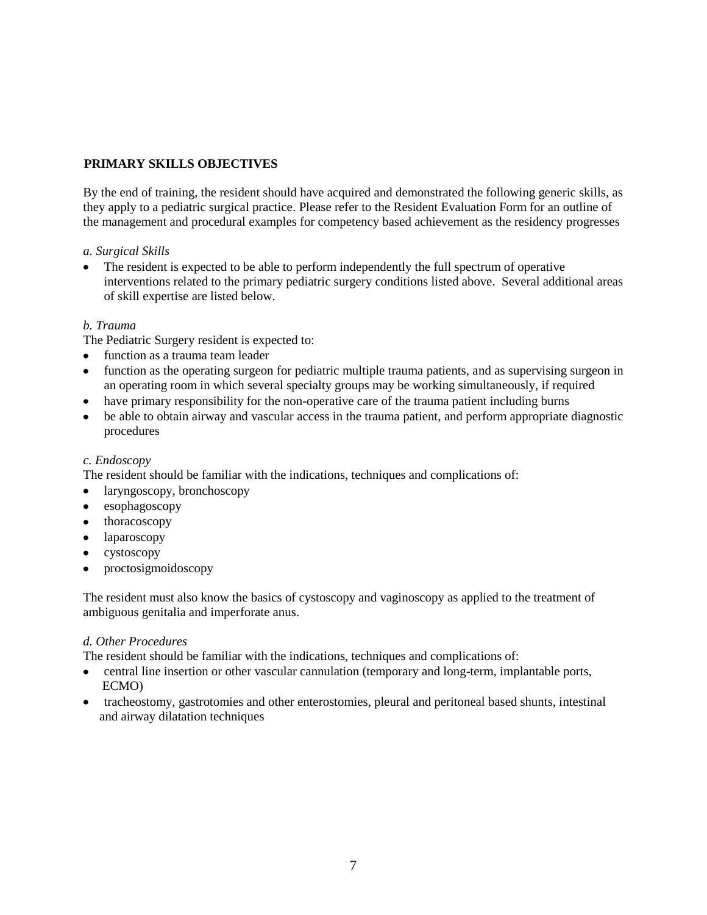## PRIMARY SKILLS OBJECTIVES

By the end of training, the resident should have acquired and demonstrated the following generic skills, as they apply to a pediatric surgical practice. Please refer to the Resident Evaluation Form for an outline of the management and procedural examples for competency based achievement as the residency progresses

*a. Surgical Skills*

- The resident is expected to be able to perform independently the full spectrum of operative interventions related to the primary pediatric surgery conditions listed above. Several additional areas of skill expertise are listed below.

*b. Trauma*

The Pediatric Surgery resident is expected to:

- function as a trauma team leader
- function as the operating surgeon for pediatric multiple trauma patients, and as supervising surgeon in an operating room in which several specialty groups may be working simultaneously, if required
- have primary responsibility for the non-operative care of the trauma patient including burns
- be able to obtain airway and vascular access in the trauma patient, and perform appropriate diagnostic procedures

*c. Endoscopy*

The resident should be familiar with the indications, techniques and complications of:

- laryngoscopy, bronchoscopy
- esophagoscopy
- thoracoscopy
- laparoscopy
- cystoscopy
- proctosigmoidoscopy

The resident must also know the basics of cystoscopy and vaginoscopy as applied to the treatment of ambiguous genitalia and imperforate anus.

*d. Other Procedures*

The resident should be familiar with the indications, techniques and complications of:

- central line insertion or other vascular cannulation (temporary and long-term, implantable ports, ECMO)
- tracheostomy, gastrotomies and other enterostomies, pleural and peritoneal based shunts, intestinal and airway dilatation techniques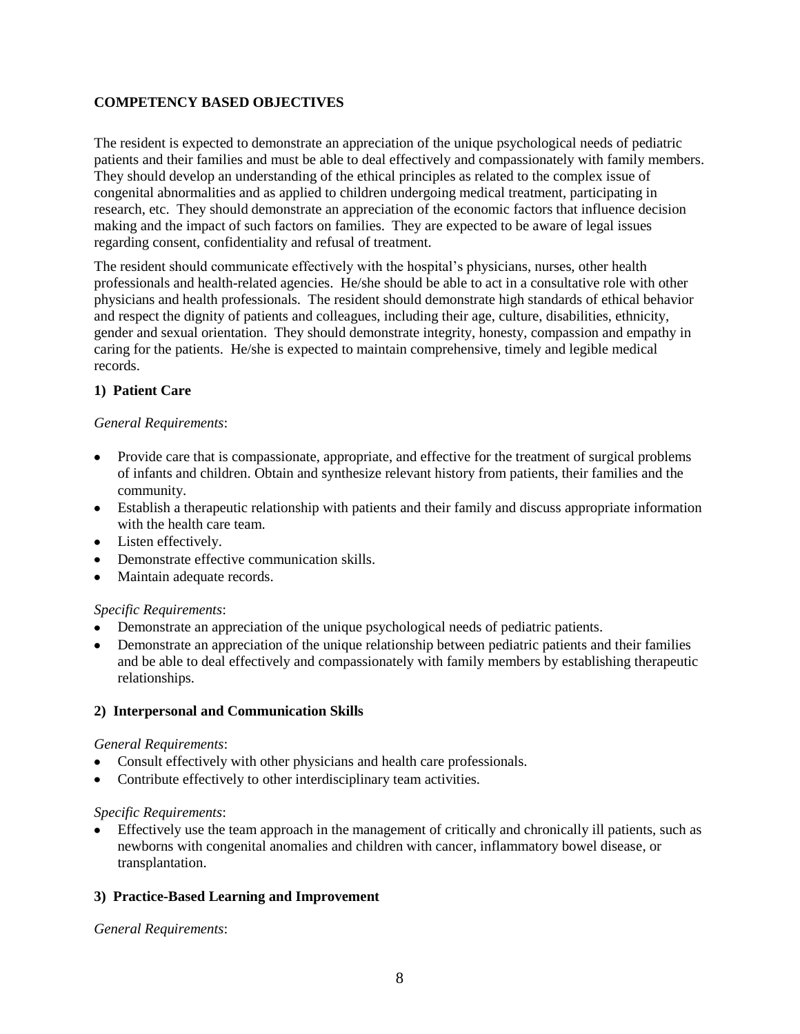**COMPETENCY BASED OBJECTIVES**

The resident is expected to demonstrate an appreciation of the unique psychological needs of pediatric patients and their families and must be able to deal effectively and compassionately with family members. They should develop an understanding of the ethical principles as related to the complex issue of congenital abnormalities and as applied to children undergoing medical treatment, participating in research, etc. They should demonstrate an appreciation of the economic factors that influence decision making and the impact of such factors on families. They are expected to be aware of legal issues regarding consent, confidentiality and refusal of treatment.

The resident should communicate effectively with the hospital's physicians, nurses, other health professionals and health-related agencies. He/she should be able to act in a consultative role with other physicians and health professionals. The resident should demonstrate high standards of ethical behavior and respect the dignity of patients and colleagues, including their age, culture, disabilities, ethnicity, gender and sexual orientation. They should demonstrate integrity, honesty, compassion and empathy in caring for the patients. He/she is expected to maintain comprehensive, timely and legible medical records.

**1) Patient Care**

*General Requirements*:

- Provide care that is compassionate, appropriate, and effective for the treatment of surgical problems of infants and children. Obtain and synthesize relevant history from patients, their families and the community.
- Establish a therapeutic relationship with patients and their family and discuss appropriate information with the health care team.
- Listen effectively.
- Demonstrate effective communication skills.
- Maintain adequate records.

*Specific Requirements*:

- Demonstrate an appreciation of the unique psychological needs of pediatric patients.
- Demonstrate an appreciation of the unique relationship between pediatric patients and their families and be able to deal effectively and compassionately with family members by establishing therapeutic relationships.

**2) Interpersonal and Communication Skills**

*General Requirements*:

- Consult effectively with other physicians and health care professionals.
- Contribute effectively to other interdisciplinary team activities.

*Specific Requirements*:

- Effectively use the team approach in the management of critically and chronically ill patients, such as newborns with congenital anomalies and children with cancer, inflammatory bowel disease, or transplantation.

**3) Practice-Based Learning and Improvement**

*General Requirements*: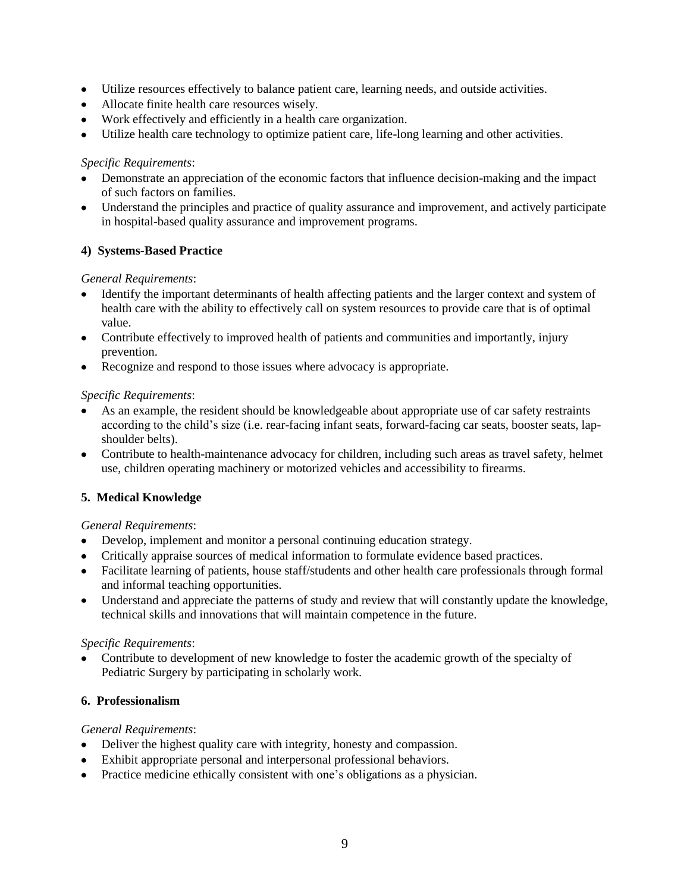- Utilize resources effectively to balance patient care, learning needs, and outside activities.
- Allocate finite health care resources wisely.
- Work effectively and efficiently in a health care organization.
- Utilize health care technology to optimize patient care, life-long learning and other activities.

*Specific Requirements*:

- Demonstrate an appreciation of the economic factors that influence decision-making and the impact of such factors on families.
- Understand the principles and practice of quality assurance and improvement, and actively participate in hospital-based quality assurance and improvement programs.

**4) Systems-Based Practice**

*General Requirements*:

- Identify the important determinants of health affecting patients and the larger context and system of health care with the ability to effectively call on system resources to provide care that is of optimal value.
- Contribute effectively to improved health of patients and communities and importantly, injury prevention.
- Recognize and respond to those issues where advocacy is appropriate.

*Specific Requirements*:

- As an example, the resident should be knowledgeable about appropriate use of car safety restraints according to the child's size (i.e. rear-facing infant seats, forward-facing car seats, booster seats, lap-shoulder belts).
- Contribute to health-maintenance advocacy for children, including such areas as travel safety, helmet use, children operating machinery or motorized vehicles and accessibility to firearms.

**5. Medical Knowledge**

*General Requirements*:

- Develop, implement and monitor a personal continuing education strategy.
- Critically appraise sources of medical information to formulate evidence based practices.
- Facilitate learning of patients, house staff/students and other health care professionals through formal and informal teaching opportunities.
- Understand and appreciate the patterns of study and review that will constantly update the knowledge, technical skills and innovations that will maintain competence in the future.

*Specific Requirements*:

- Contribute to development of new knowledge to foster the academic growth of the specialty of Pediatric Surgery by participating in scholarly work.

**6. Professionalism**

*General Requirements*:

- Deliver the highest quality care with integrity, honesty and compassion.
- Exhibit appropriate personal and interpersonal professional behaviors.
- Practice medicine ethically consistent with one's obligations as a physician.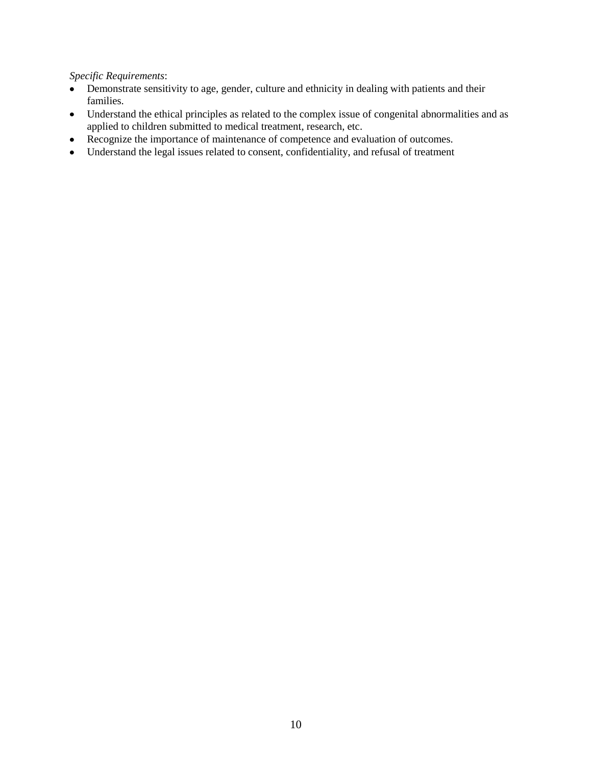*Specific Requirements*:

- Demonstrate sensitivity to age, gender, culture and ethnicity in dealing with patients and their families.
- Understand the ethical principles as related to the complex issue of congenital abnormalities and as applied to children submitted to medical treatment, research, etc.
- Recognize the importance of maintenance of competence and evaluation of outcomes.
- Understand the legal issues related to consent, confidentiality, and refusal of treatment